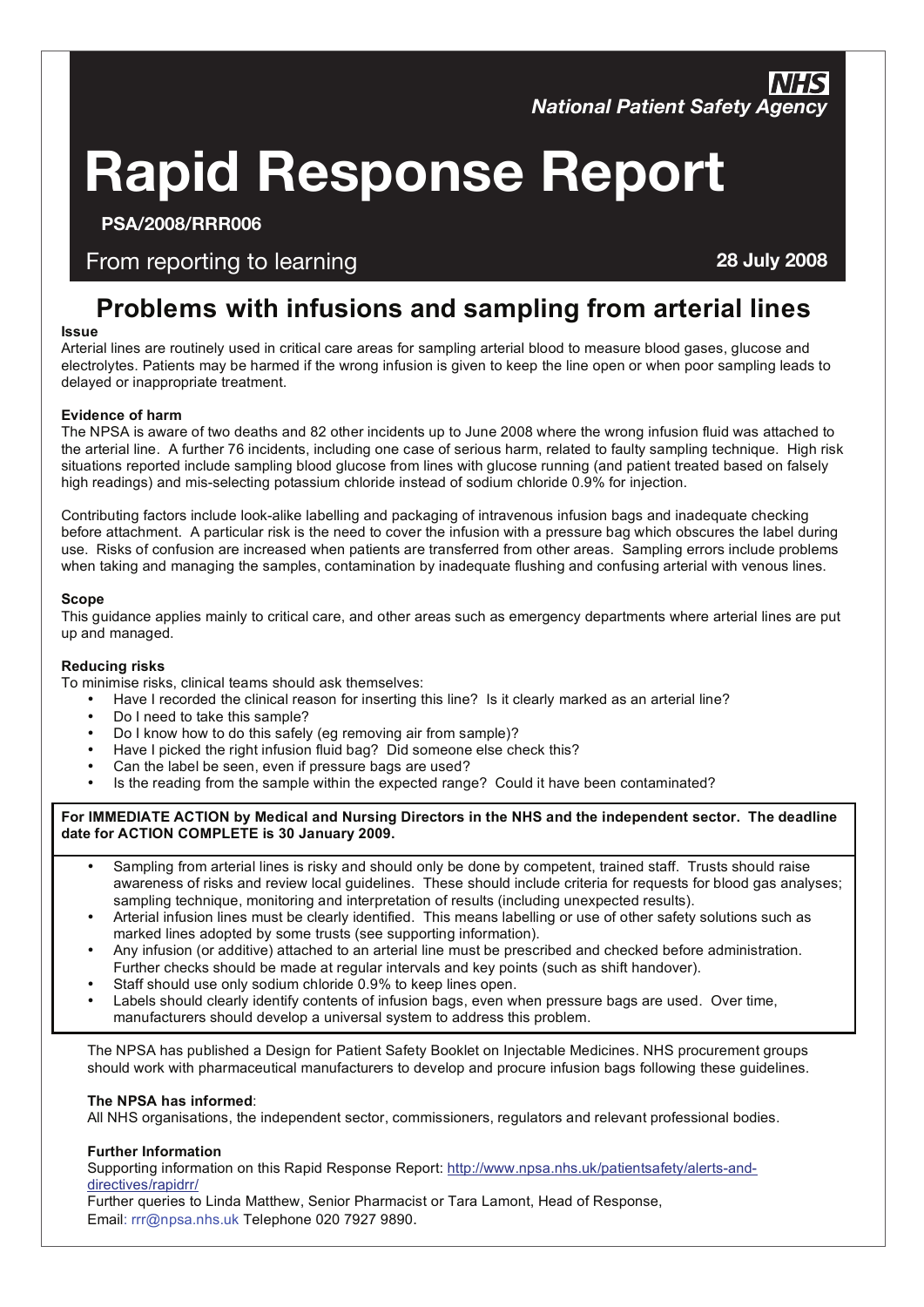**NHS**
***National Patient Safety Agency***

# Rapid Response Report

**PSA/2008/RRR006**

From reporting to learning **28 July 2008**

## Problems with infusions and sampling from arterial lines

**Issue**

Arterial lines are routinely used in critical care areas for sampling arterial blood to measure blood gases, glucose and electrolytes. Patients may be harmed if the wrong infusion is given to keep the line open or when poor sampling leads to delayed or inappropriate treatment.

**Evidence of harm**

The NPSA is aware of two deaths and 82 other incidents up to June 2008 where the wrong infusion fluid was attached to the arterial line. A further 76 incidents, including one case of serious harm, related to faulty sampling technique. High risk situations reported include sampling blood glucose from lines with glucose running (and patient treated based on falsely high readings) and mis-selecting potassium chloride instead of sodium chloride 0.9% for injection.

Contributing factors include look-alike labelling and packaging of intravenous infusion bags and inadequate checking before attachment. A particular risk is the need to cover the infusion with a pressure bag which obscures the label during use. Risks of confusion are increased when patients are transferred from other areas. Sampling errors include problems when taking and managing the samples, contamination by inadequate flushing and confusing arterial with venous lines.

**Scope**

This guidance applies mainly to critical care, and other areas such as emergency departments where arterial lines are put up and managed.

**Reducing risks**

To minimise risks, clinical teams should ask themselves:

- Have I recorded the clinical reason for inserting this line? Is it clearly marked as an arterial line?
- Do I need to take this sample?
- Do I know how to do this safely (eg removing air from sample)?
- Have I picked the right infusion fluid bag? Did someone else check this?
- Can the label be seen, even if pressure bags are used?
- Is the reading from the sample within the expected range? Could it have been contaminated?

**For IMMEDIATE ACTION by Medical and Nursing Directors in the NHS and the independent sector. The deadline date for ACTION COMPLETE is 30 January 2009.**

- Sampling from arterial lines is risky and should only be done by competent, trained staff. Trusts should raise awareness of risks and review local guidelines. These should include criteria for requests for blood gas analyses; sampling technique, monitoring and interpretation of results (including unexpected results).
- Arterial infusion lines must be clearly identified. This means labelling or use of other safety solutions such as marked lines adopted by some trusts (see supporting information).
- Any infusion (or additive) attached to an arterial line must be prescribed and checked before administration. Further checks should be made at regular intervals and key points (such as shift handover).
- Staff should use only sodium chloride 0.9% to keep lines open.
- Labels should clearly identify contents of infusion bags, even when pressure bags are used. Over time, manufacturers should develop a universal system to address this problem.

The NPSA has published a Design for Patient Safety Booklet on Injectable Medicines. NHS procurement groups should work with pharmaceutical manufacturers to develop and procure infusion bags following these guidelines.

**The NPSA has informed**:
All NHS organisations, the independent sector, commissioners, regulators and relevant professional bodies.

**Further Information**

Supporting information on this Rapid Response Report: http://www.npsa.nhs.uk/patientsafety/alerts-and-directives/rapidrr/

Further queries to Linda Matthew, Senior Pharmacist or Tara Lamont, Head of Response,
Email: rrr@npsa.nhs.uk Telephone 020 7927 9890.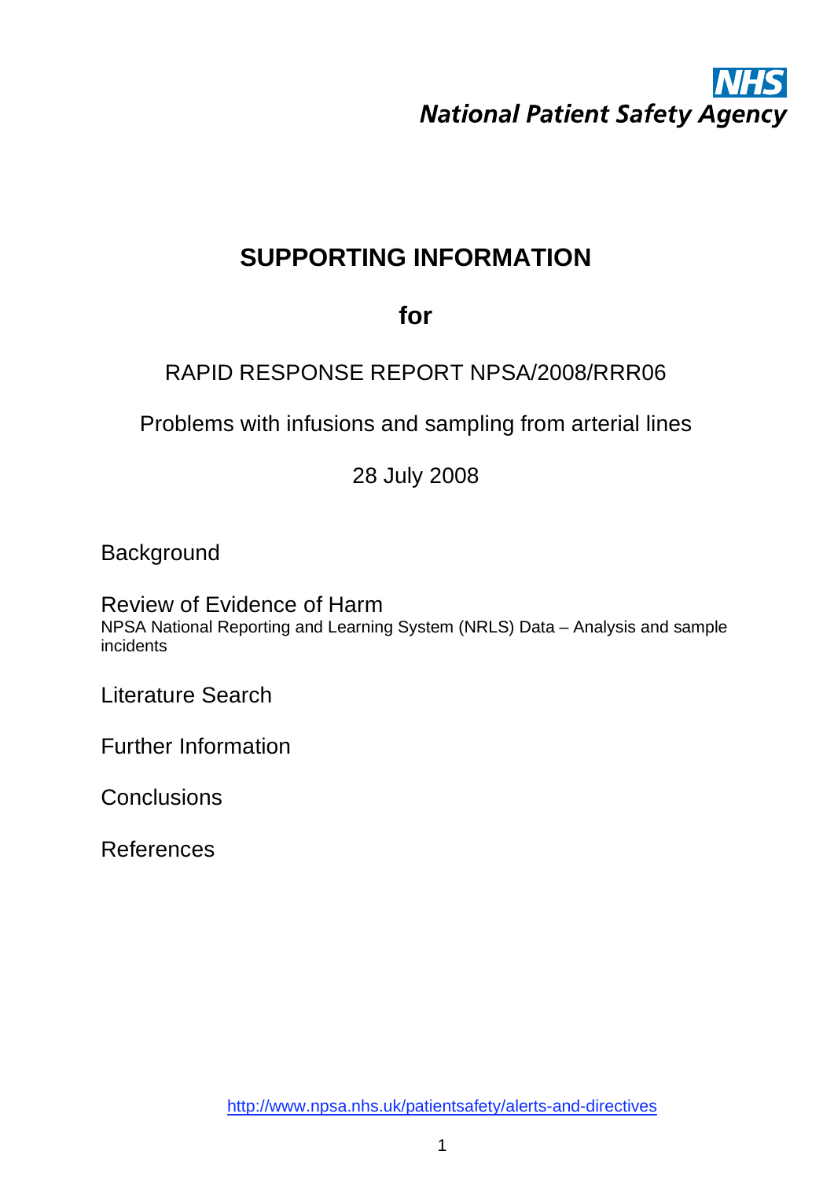NHS
National Patient Safety Agency

# SUPPORTING INFORMATION

## for

RAPID RESPONSE REPORT NPSA/2008/RRR06

Problems with infusions and sampling from arterial lines

28 July 2008

Background

Review of Evidence of Harm
NPSA National Reporting and Learning System (NRLS) Data – Analysis and sample incidents

Literature Search

Further Information

Conclusions

References

http://www.npsa.nhs.uk/patientsafety/alerts-and-directives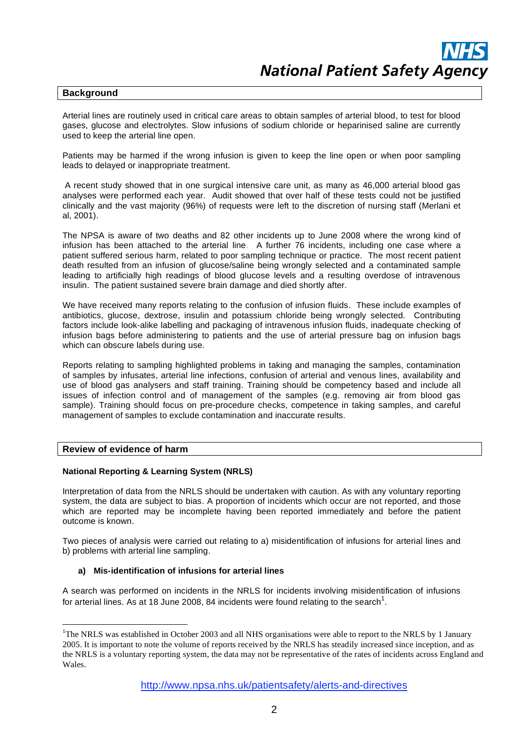## Background

Arterial lines are routinely used in critical care areas to obtain samples of arterial blood, to test for blood gases, glucose and electrolytes. Slow infusions of sodium chloride or heparinised saline are currently used to keep the arterial line open.

Patients may be harmed if the wrong infusion is given to keep the line open or when poor sampling leads to delayed or inappropriate treatment.

A recent study showed that in one surgical intensive care unit, as many as 46,000 arterial blood gas analyses were performed each year. Audit showed that over half of these tests could not be justified clinically and the vast majority (96%) of requests were left to the discretion of nursing staff (Merlani et al, 2001).

The NPSA is aware of two deaths and 82 other incidents up to June 2008 where the wrong kind of infusion has been attached to the arterial line. A further 76 incidents, including one case where a patient suffered serious harm, related to poor sampling technique or practice. The most recent patient death resulted from an infusion of glucose/saline being wrongly selected and a contaminated sample leading to artificially high readings of blood glucose levels and a resulting overdose of intravenous insulin. The patient sustained severe brain damage and died shortly after.

We have received many reports relating to the confusion of infusion fluids. These include examples of antibiotics, glucose, dextrose, insulin and potassium chloride being wrongly selected. Contributing factors include look-alike labelling and packaging of intravenous infusion fluids, inadequate checking of infusion bags before administering to patients and the use of arterial pressure bag on infusion bags which can obscure labels during use.

Reports relating to sampling highlighted problems in taking and managing the samples, contamination of samples by infusates, arterial line infections, confusion of arterial and venous lines, availability and use of blood gas analysers and staff training. Training should be competency based and include all issues of infection control and of management of the samples (e.g. removing air from blood gas sample). Training should focus on pre-procedure checks, competence in taking samples, and careful management of samples to exclude contamination and inaccurate results.

## Review of evidence of harm

### National Reporting & Learning System (NRLS)

Interpretation of data from the NRLS should be undertaken with caution. As with any voluntary reporting system, the data are subject to bias. A proportion of incidents which occur are not reported, and those which are reported may be incomplete having been reported immediately and before the patient outcome is known.

Two pieces of analysis were carried out relating to a) misidentification of infusions for arterial lines and b) problems with arterial line sampling.

#### a) Mis-identification of infusions for arterial lines

A search was performed on incidents in the NRLS for incidents involving misidentification of infusions for arterial lines. As at 18 June 2008, 84 incidents were found relating to the search[1].

[1] The NRLS was established in October 2003 and all NHS organisations were able to report to the NRLS by 1 January 2005. It is important to note the volume of reports received by the NRLS has steadily increased since inception, and as the NRLS is a voluntary reporting system, the data may not be representative of the rates of incidents across England and Wales.

http://www.npsa.nhs.uk/patientsafety/alerts-and-directives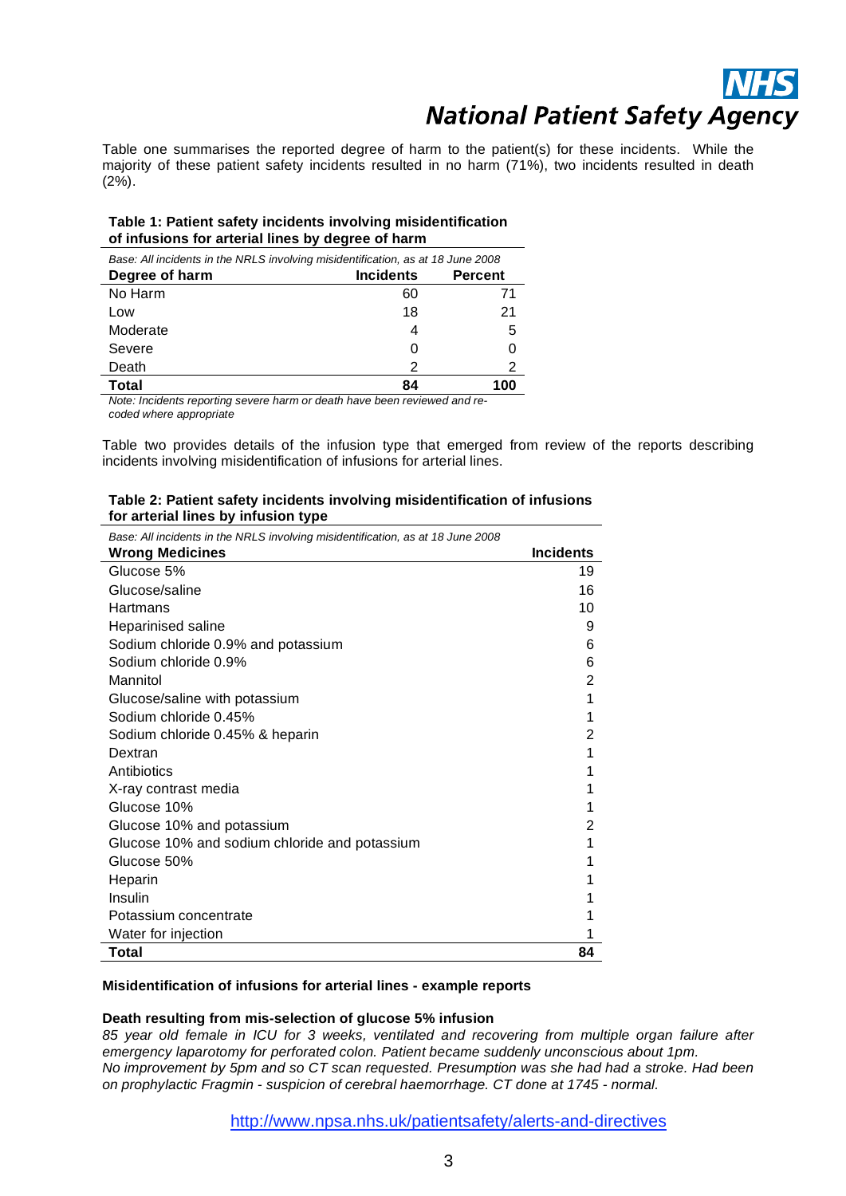Table one summarises the reported degree of harm to the patient(s) for these incidents. While the majority of these patient safety incidents resulted in no harm (71%), two incidents resulted in death (2%).

**Table 1: Patient safety incidents involving misidentification of infusions for arterial lines by degree of harm**

*Base: All incidents in the NRLS involving misidentification, as at 18 June 2008*

| Degree of harm | Incidents | Percent |
|---|---|---|
| No Harm | 60 | 71 |
| Low | 18 | 21 |
| Moderate | 4 | 5 |
| Severe | 0 | 0 |
| Death | 2 | 2 |
| **Total** | **84** | **100** |

*Note: Incidents reporting severe harm or death have been reviewed and re-coded where appropriate*

Table two provides details of the infusion type that emerged from review of the reports describing incidents involving misidentification of infusions for arterial lines.

**Table 2: Patient safety incidents involving misidentification of infusions for arterial lines by infusion type**

*Base: All incidents in the NRLS involving misidentification, as at 18 June 2008*

| Wrong Medicines | Incidents |
|---|---|
| Glucose 5% | 19 |
| Glucose/saline | 16 |
| Hartmans | 10 |
| Heparinised saline | 9 |
| Sodium chloride 0.9% and potassium | 6 |
| Sodium chloride 0.9% | 6 |
| Mannitol | 2 |
| Glucose/saline with potassium | 1 |
| Sodium chloride 0.45% | 1 |
| Sodium chloride 0.45% & heparin | 2 |
| Dextran | 1 |
| Antibiotics | 1 |
| X-ray contrast media | 1 |
| Glucose 10% | 1 |
| Glucose 10% and potassium | 2 |
| Glucose 10% and sodium chloride and potassium | 1 |
| Glucose 50% | 1 |
| Heparin | 1 |
| Insulin | 1 |
| Potassium concentrate | 1 |
| Water for injection | 1 |
| **Total** | **84** |

**Misidentification of infusions for arterial lines - example reports**

**Death resulting from mis-selection of glucose 5% infusion**

*85 year old female in ICU for 3 weeks, ventilated and recovering from multiple organ failure after emergency laparotomy for perforated colon. Patient became suddenly unconscious about 1pm.*
*No improvement by 5pm and so CT scan requested. Presumption was she had had a stroke. Had been on prophylactic Fragmin - suspicion of cerebral haemorrhage. CT done at 1745 - normal.*

http://www.npsa.nhs.uk/patientsafety/alerts-and-directives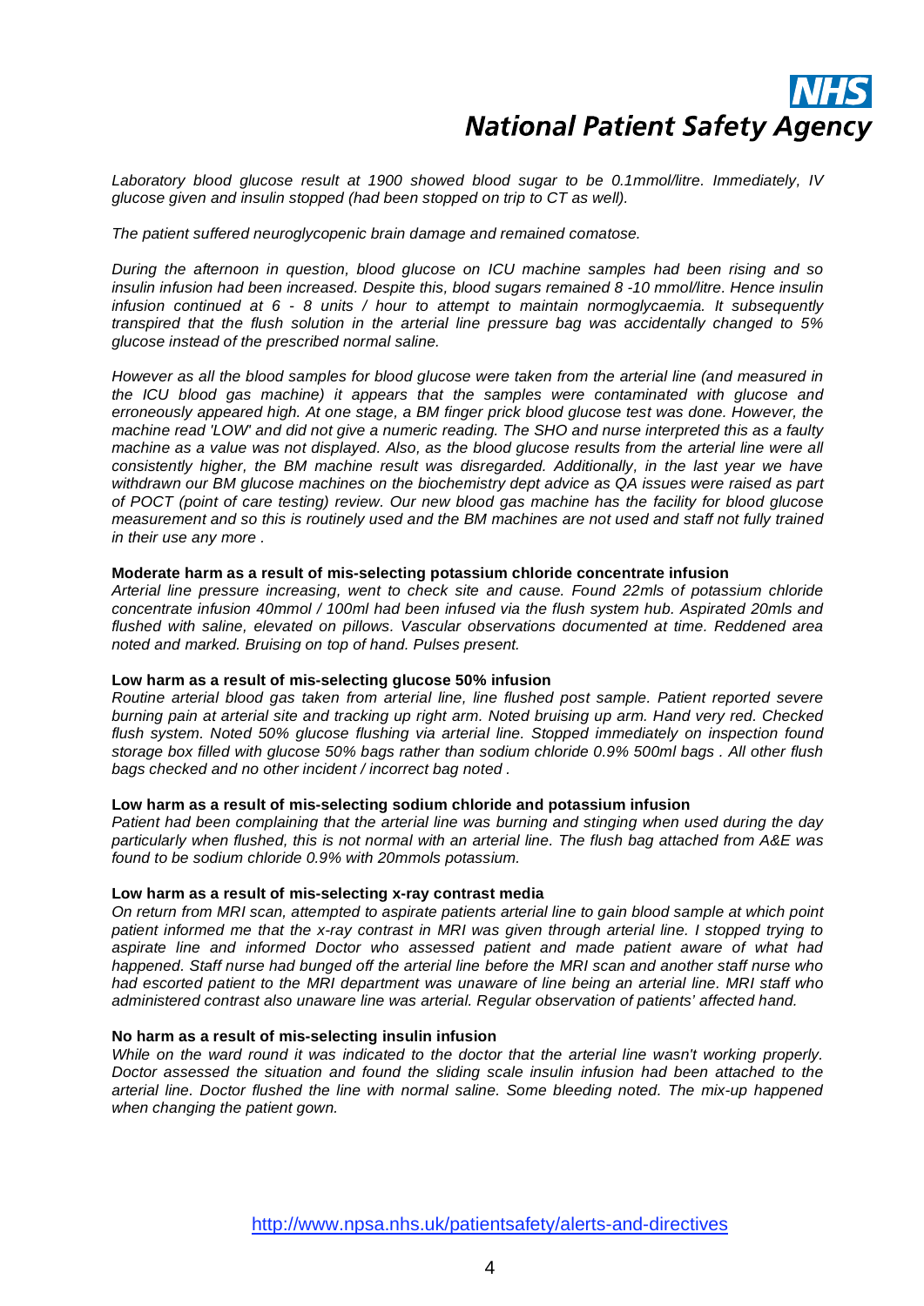*Laboratory blood glucose result at 1900 showed blood sugar to be 0.1mmol/litre. Immediately, IV glucose given and insulin stopped (had been stopped on trip to CT as well).*

*The patient suffered neuroglycopenic brain damage and remained comatose.*

*During the afternoon in question, blood glucose on ICU machine samples had been rising and so insulin infusion had been increased. Despite this, blood sugars remained 8 -10 mmol/litre. Hence insulin infusion continued at 6 - 8 units / hour to attempt to maintain normoglycaemia. It subsequently transpired that the flush solution in the arterial line pressure bag was accidentally changed to 5% glucose instead of the prescribed normal saline.*

*However as all the blood samples for blood glucose were taken from the arterial line (and measured in the ICU blood gas machine) it appears that the samples were contaminated with glucose and erroneously appeared high. At one stage, a BM finger prick blood glucose test was done. However, the machine read 'LOW' and did not give a numeric reading. The SHO and nurse interpreted this as a faulty machine as a value was not displayed. Also, as the blood glucose results from the arterial line were all consistently higher, the BM machine result was disregarded. Additionally, in the last year we have withdrawn our BM glucose machines on the biochemistry dept advice as QA issues were raised as part of POCT (point of care testing) review. Our new blood gas machine has the facility for blood glucose measurement and so this is routinely used and the BM machines are not used and staff not fully trained in their use any more .*

**Moderate harm as a result of mis-selecting potassium chloride concentrate infusion**

*Arterial line pressure increasing, went to check site and cause. Found 22mls of potassium chloride concentrate infusion 40mmol / 100ml had been infused via the flush system hub. Aspirated 20mls and flushed with saline, elevated on pillows. Vascular observations documented at time. Reddened area noted and marked. Bruising on top of hand. Pulses present.*

**Low harm as a result of mis-selecting glucose 50% infusion**

*Routine arterial blood gas taken from arterial line, line flushed post sample. Patient reported severe burning pain at arterial site and tracking up right arm. Noted bruising up arm. Hand very red. Checked flush system. Noted 50% glucose flushing via arterial line. Stopped immediately on inspection found storage box filled with glucose 50% bags rather than sodium chloride 0.9% 500ml bags . All other flush bags checked and no other incident / incorrect bag noted .*

**Low harm as a result of mis-selecting sodium chloride and potassium infusion**

*Patient had been complaining that the arterial line was burning and stinging when used during the day particularly when flushed, this is not normal with an arterial line. The flush bag attached from A&E was found to be sodium chloride 0.9% with 20mmols potassium.*

**Low harm as a result of mis-selecting x-ray contrast media**

*On return from MRI scan, attempted to aspirate patients arterial line to gain blood sample at which point patient informed me that the x-ray contrast in MRI was given through arterial line. I stopped trying to aspirate line and informed Doctor who assessed patient and made patient aware of what had happened. Staff nurse had bunged off the arterial line before the MRI scan and another staff nurse who had escorted patient to the MRI department was unaware of line being an arterial line. MRI staff who administered contrast also unaware line was arterial. Regular observation of patients' affected hand.*

**No harm as a result of mis-selecting insulin infusion**

*While on the ward round it was indicated to the doctor that the arterial line wasn't working properly. Doctor assessed the situation and found the sliding scale insulin infusion had been attached to the arterial line. Doctor flushed the line with normal saline. Some bleeding noted. The mix-up happened when changing the patient gown.*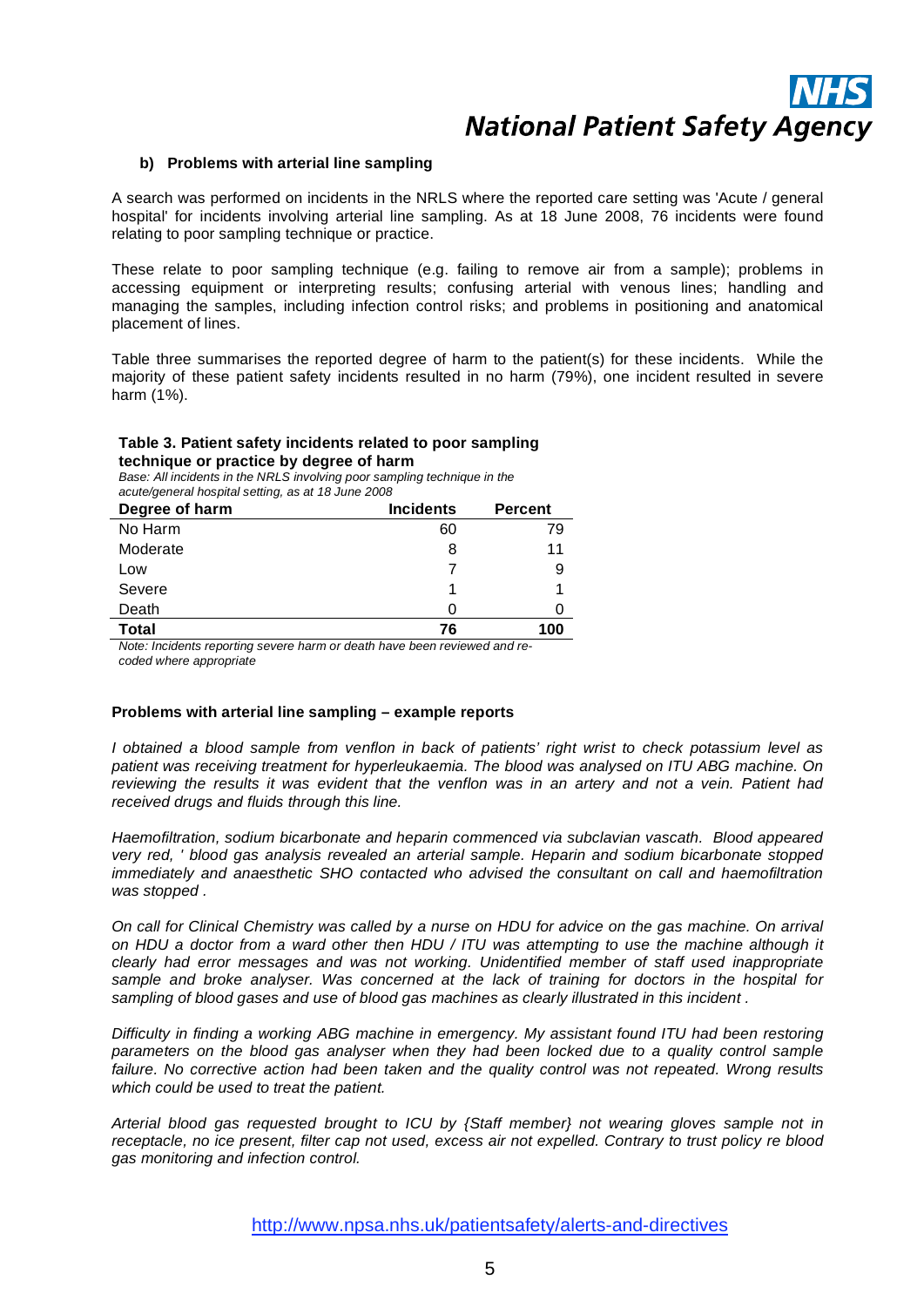### b) Problems with arterial line sampling

A search was performed on incidents in the NRLS where the reported care setting was 'Acute / general hospital' for incidents involving arterial line sampling. As at 18 June 2008, 76 incidents were found relating to poor sampling technique or practice.

These relate to poor sampling technique (e.g. failing to remove air from a sample); problems in accessing equipment or interpreting results; confusing arterial with venous lines; handling and managing the samples, including infection control risks; and problems in positioning and anatomical placement of lines.

Table three summarises the reported degree of harm to the patient(s) for these incidents. While the majority of these patient safety incidents resulted in no harm (79%), one incident resulted in severe harm (1%).

**Table 3. Patient safety incidents related to poor sampling technique or practice by degree of harm**

*Base: All incidents in the NRLS involving poor sampling technique in the acute/general hospital setting, as at 18 June 2008*

| Degree of harm | Incidents | Percent |
|---|---|---|
| No Harm | 60 | 79 |
| Moderate | 8 | 11 |
| Low | 7 | 9 |
| Severe | 1 | 1 |
| Death | 0 | 0 |
| **Total** | **76** | **100** |

*Note: Incidents reporting severe harm or death have been reviewed and re-coded where appropriate*

**Problems with arterial line sampling – example reports**

*I obtained a blood sample from venflon in back of patients' right wrist to check potassium level as patient was receiving treatment for hyperleukaemia. The blood was analysed on ITU ABG machine. On reviewing the results it was evident that the venflon was in an artery and not a vein. Patient had received drugs and fluids through this line.*

*Haemofiltration, sodium bicarbonate and heparin commenced via subclavian vascath. Blood appeared very red, ' blood gas analysis revealed an arterial sample. Heparin and sodium bicarbonate stopped immediately and anaesthetic SHO contacted who advised the consultant on call and haemofiltration was stopped .*

*On call for Clinical Chemistry was called by a nurse on HDU for advice on the gas machine. On arrival on HDU a doctor from a ward other then HDU / ITU was attempting to use the machine although it clearly had error messages and was not working. Unidentified member of staff used inappropriate sample and broke analyser. Was concerned at the lack of training for doctors in the hospital for sampling of blood gases and use of blood gas machines as clearly illustrated in this incident .*

*Difficulty in finding a working ABG machine in emergency. My assistant found ITU had been restoring parameters on the blood gas analyser when they had been locked due to a quality control sample failure. No corrective action had been taken and the quality control was not repeated. Wrong results which could be used to treat the patient.*

*Arterial blood gas requested brought to ICU by {Staff member} not wearing gloves sample not in receptacle, no ice present, filter cap not used, excess air not expelled. Contrary to trust policy re blood gas monitoring and infection control.*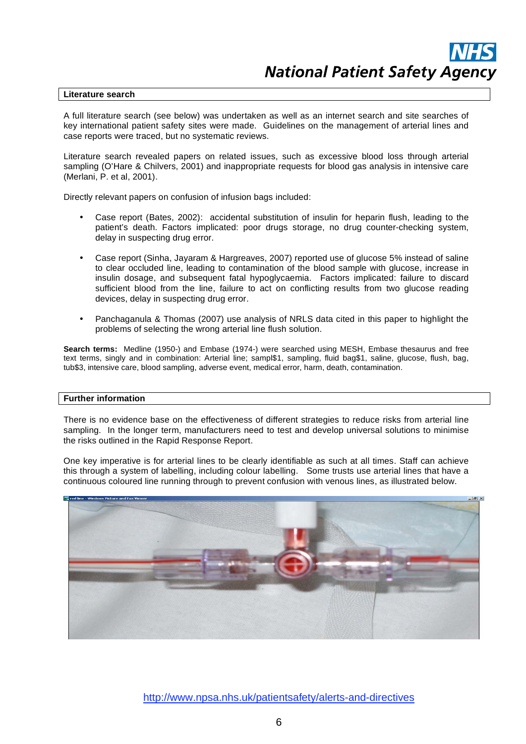## Literature search

A full literature search (see below) was undertaken as well as an internet search and site searches of key international patient safety sites were made. Guidelines on the management of arterial lines and case reports were traced, but no systematic reviews.

Literature search revealed papers on related issues, such as excessive blood loss through arterial sampling (O'Hare & Chilvers, 2001) and inappropriate requests for blood gas analysis in intensive care (Merlani, P. et al, 2001).

Directly relevant papers on confusion of infusion bags included:

- Case report (Bates, 2002): accidental substitution of insulin for heparin flush, leading to the patient's death. Factors implicated: poor drugs storage, no drug counter-checking system, delay in suspecting drug error.
- Case report (Sinha, Jayaram & Hargreaves, 2007) reported use of glucose 5% instead of saline to clear occluded line, leading to contamination of the blood sample with glucose, increase in insulin dosage, and subsequent fatal hypoglycaemia. Factors implicated: failure to discard sufficient blood from the line, failure to act on conflicting results from two glucose reading devices, delay in suspecting drug error.
- Panchaganula & Thomas (2007) use analysis of NRLS data cited in this paper to highlight the problems of selecting the wrong arterial line flush solution.

**Search terms:** Medline (1950-) and Embase (1974-) were searched using MESH, Embase thesaurus and free text terms, singly and in combination: Arterial line; sampl$1, sampling, fluid bag$1, saline, glucose, flush, bag, tub$3, intensive care, blood sampling, adverse event, medical error, harm, death, contamination.

## Further information

There is no evidence base on the effectiveness of different strategies to reduce risks from arterial line sampling. In the longer term, manufacturers need to test and develop universal solutions to minimise the risks outlined in the Rapid Response Report.

One key imperative is for arterial lines to be clearly identifiable as such at all times. Staff can achieve this through a system of labelling, including colour labelling. Some trusts use arterial lines that have a continuous coloured line running through to prevent confusion with venous lines, as illustrated below.

http://www.npsa.nhs.uk/patientsafety/alerts-and-directives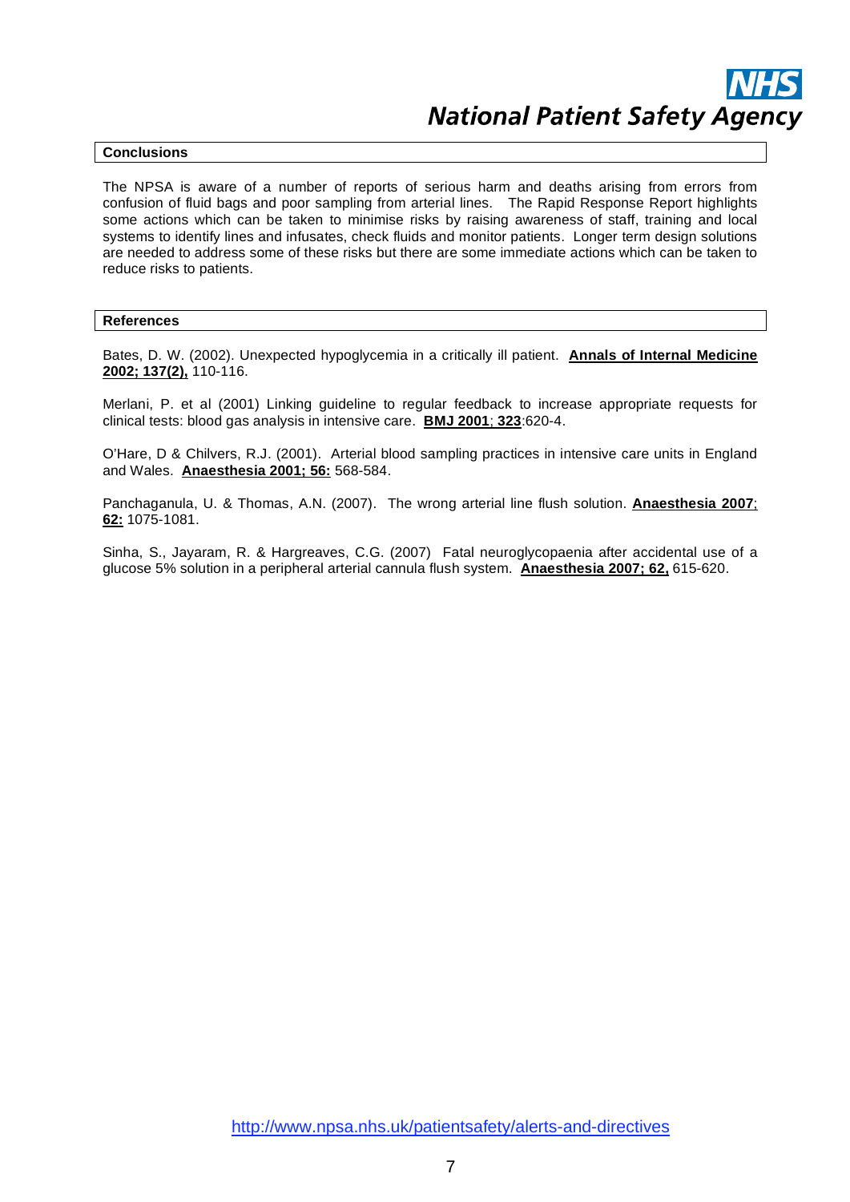## Conclusions

The NPSA is aware of a number of reports of serious harm and deaths arising from errors from confusion of fluid bags and poor sampling from arterial lines. The Rapid Response Report highlights some actions which can be taken to minimise risks by raising awareness of staff, training and local systems to identify lines and infusates, check fluids and monitor patients. Longer term design solutions are needed to address some of these risks but there are some immediate actions which can be taken to reduce risks to patients.

## References

Bates, D. W. (2002). Unexpected hypoglycemia in a critically ill patient. **Annals of Internal Medicine 2002; 137(2),** 110-116.

Merlani, P. et al (2001) Linking guideline to regular feedback to increase appropriate requests for clinical tests: blood gas analysis in intensive care. **BMJ 2001**; **323**:620-4.

O'Hare, D & Chilvers, R.J. (2001). Arterial blood sampling practices in intensive care units in England and Wales. **Anaesthesia 2001; 56:** 568-584.

Panchaganula, U. & Thomas, A.N. (2007). The wrong arterial line flush solution. **Anaesthesia 2007**; **62:** 1075-1081.

Sinha, S., Jayaram, R. & Hargreaves, C.G. (2007) Fatal neuroglycopaenia after accidental use of a glucose 5% solution in a peripheral arterial cannula flush system. **Anaesthesia 2007; 62,** 615-620.

http://www.npsa.nhs.uk/patientsafety/alerts-and-directives